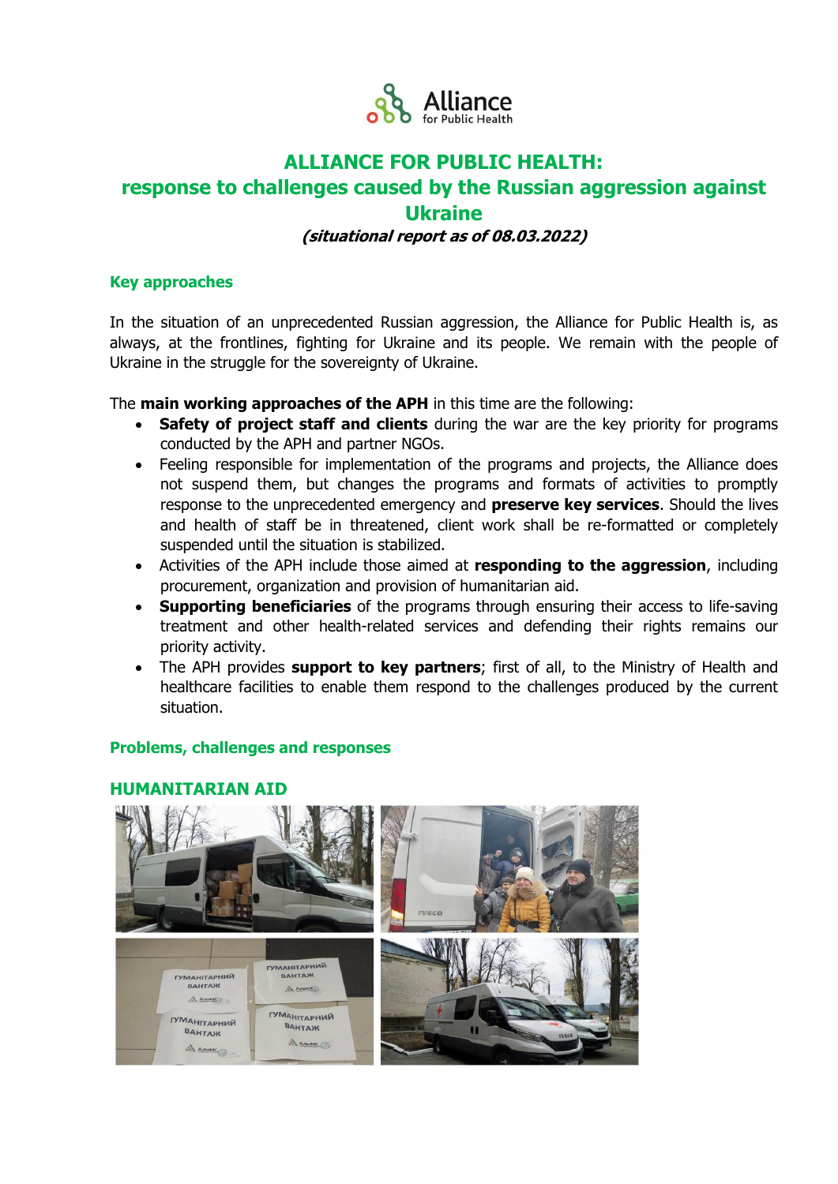# ALLIANCE FOR PUBLIC HEALTH:
# response to challenges caused by the Russian aggression against Ukraine

***(situational report as of 08.03.2022)***

### Key approaches

In the situation of an unprecedented Russian aggression, the Alliance for Public Health is, as always, at the frontlines, fighting for Ukraine and its people. We remain with the people of Ukraine in the struggle for the sovereignty of Ukraine.

The **main working approaches of the APH** in this time are the following:

- **Safety of project staff and clients** during the war are the key priority for programs conducted by the APH and partner NGOs.
- Feeling responsible for implementation of the programs and projects, the Alliance does not suspend them, but changes the programs and formats of activities to promptly response to the unprecedented emergency and **preserve key services**. Should the lives and health of staff be in threatened, client work shall be re-formatted or completely suspended until the situation is stabilized.
- Activities of the APH include those aimed at **responding to the aggression**, including procurement, organization and provision of humanitarian aid.
- **Supporting beneficiaries** of the programs through ensuring their access to life-saving treatment and other health-related services and defending their rights remains our priority activity.
- The APH provides **support to key partners**; first of all, to the Ministry of Health and healthcare facilities to enable them respond to the challenges produced by the current situation.

### Problems, challenges and responses

## HUMANITARIAN AID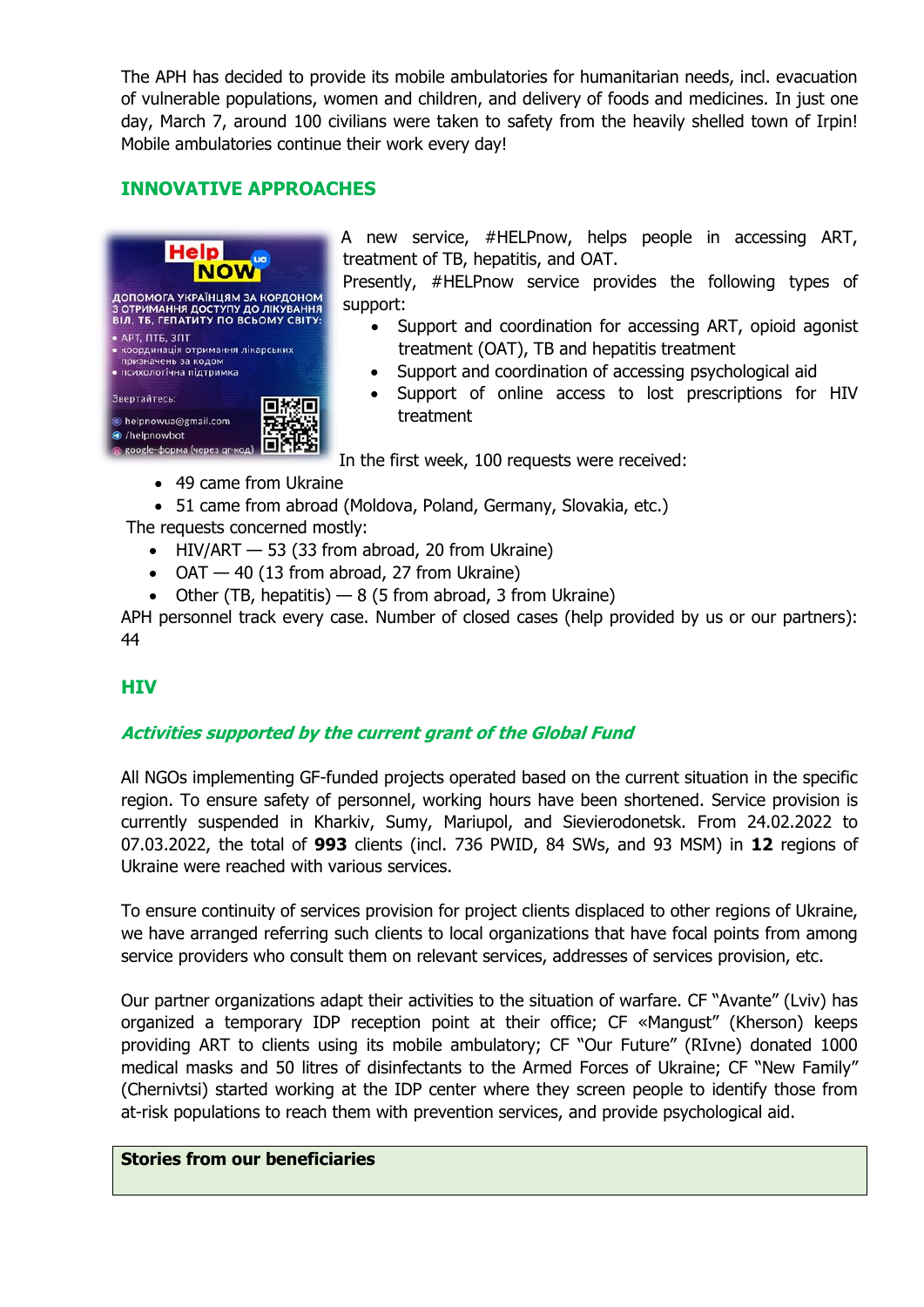The APH has decided to provide its mobile ambulatories for humanitarian needs, incl. evacuation of vulnerable populations, women and children, and delivery of foods and medicines. In just one day, March 7, around 100 civilians were taken to safety from the heavily shelled town of Irpin! Mobile ambulatories continue their work every day!

## INNOVATIVE APPROACHES

A new service, #HELPnow, helps people in accessing ART, treatment of TB, hepatitis, and OAT.

Presently, #HELPnow service provides the following types of support:

- Support and coordination for accessing ART, opioid agonist treatment (OAT), TB and hepatitis treatment
- Support and coordination of accessing psychological aid
- Support of online access to lost prescriptions for HIV treatment

In the first week, 100 requests were received:

- 49 came from Ukraine
- 51 came from abroad (Moldova, Poland, Germany, Slovakia, etc.)

The requests concerned mostly:

- HIV/ART — 53 (33 from abroad, 20 from Ukraine)
- OAT — 40 (13 from abroad, 27 from Ukraine)
- Other (TB, hepatitis) — 8 (5 from abroad, 3 from Ukraine)

APH personnel track every case. Number of closed cases (help provided by us or our partners): 44

## HIV

### *Activities supported by the current grant of the Global Fund*

All NGOs implementing GF-funded projects operated based on the current situation in the specific region. To ensure safety of personnel, working hours have been shortened. Service provision is currently suspended in Kharkiv, Sumy, Mariupol, and Sievierodonetsk. From 24.02.2022 to 07.03.2022, the total of **993** clients (incl. 736 PWID, 84 SWs, and 93 MSM) in **12** regions of Ukraine were reached with various services.

To ensure continuity of services provision for project clients displaced to other regions of Ukraine, we have arranged referring such clients to local organizations that have focal points from among service providers who consult them on relevant services, addresses of services provision, etc.

Our partner organizations adapt their activities to the situation of warfare. CF "Avante" (Lviv) has organized a temporary IDP reception point at their office; CF «Mangust" (Kherson) keeps providing ART to clients using its mobile ambulatory; CF "Our Future" (RIvne) donated 1000 medical masks and 50 litres of disinfectants to the Armed Forces of Ukraine; CF "New Family" (Chernivtsi) started working at the IDP center where they screen people to identify those from at-risk populations to reach them with prevention services, and provide psychological aid.

**Stories from our beneficiaries**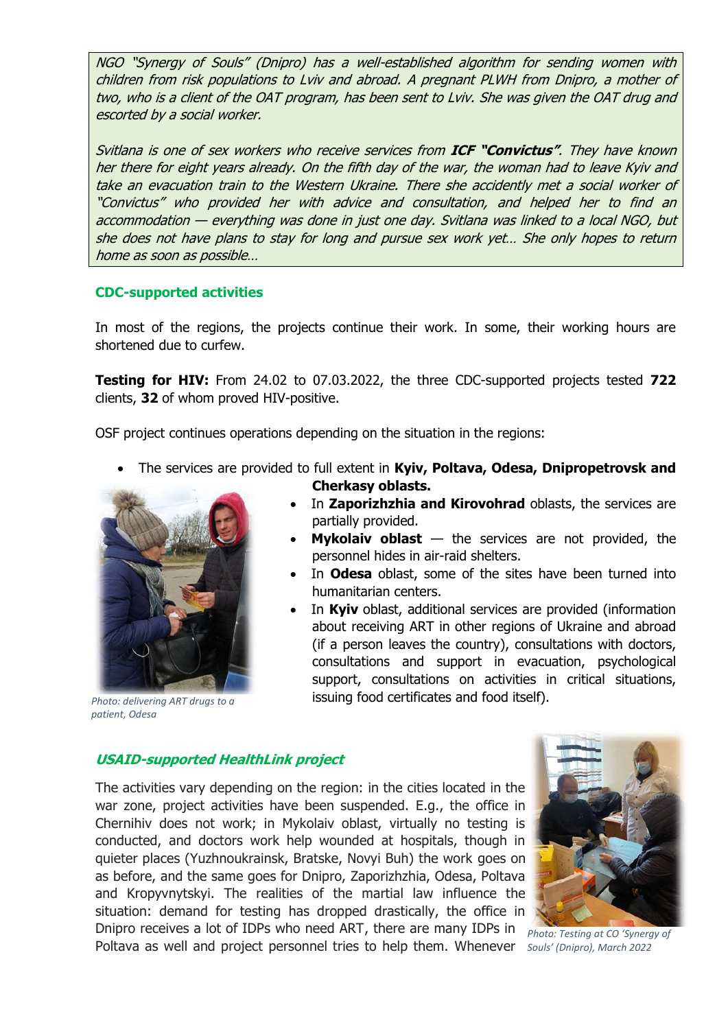*NGO "Synergy of Souls" (Dnipro) has a well-established algorithm for sending women with children from risk populations to Lviv and abroad. A pregnant PLWH from Dnipro, a mother of two, who is a client of the OAT program, has been sent to Lviv. She was given the OAT drug and escorted by a social worker.*

*Svitlana is one of sex workers who receive services from **ICF "Convictus"**. They have known her there for eight years already. On the fifth day of the war, the woman had to leave Kyiv and take an evacuation train to the Western Ukraine. There she accidently met a social worker of "Convictus" who provided her with advice and consultation, and helped her to find an accommodation — everything was done in just one day. Svitlana was linked to a local NGO, but she does not have plans to stay for long and pursue sex work yet… She only hopes to return home as soon as possible…*

### CDC-supported activities

In most of the regions, the projects continue their work. In some, their working hours are shortened due to curfew.

**Testing for HIV:** From 24.02 to 07.03.2022, the three CDC-supported projects tested **722** clients, **32** of whom proved HIV-positive.

OSF project continues operations depending on the situation in the regions:

- The services are provided to full extent in **Kyiv, Poltava, Odesa, Dnipropetrovsk and Cherkasy oblasts.**
- In **Zaporizhzhia and Kirovohrad** oblasts, the services are partially provided.
- **Mykolaiv oblast** — the services are not provided, the personnel hides in air-raid shelters.
- In **Odesa** oblast, some of the sites have been turned into humanitarian centers.
- In **Kyiv** oblast, additional services are provided (information about receiving ART in other regions of Ukraine and abroad (if a person leaves the country), consultations with doctors, consultations and support in evacuation, psychological support, consultations on activities in critical situations, issuing food certificates and food itself).

*Photo: delivering ART drugs to a patient, Odesa*

### *USAID-supported HealthLink project*

The activities vary depending on the region: in the cities located in the war zone, project activities have been suspended. E.g., the office in Chernihiv does not work; in Mykolaiv oblast, virtually no testing is conducted, and doctors work help wounded at hospitals, though in quieter places (Yuzhnoukrainsk, Bratske, Novyi Buh) the work goes on as before, and the same goes for Dnipro, Zaporizhzhia, Odesa, Poltava and Kropyvnytskyi. The realities of the martial law influence the situation: demand for testing has dropped drastically, the office in Dnipro receives a lot of IDPs who need ART, there are many IDPs in Poltava as well and project personnel tries to help them. Whenever

*Photo: Testing at CO 'Synergy of Souls' (Dnipro), March 2022*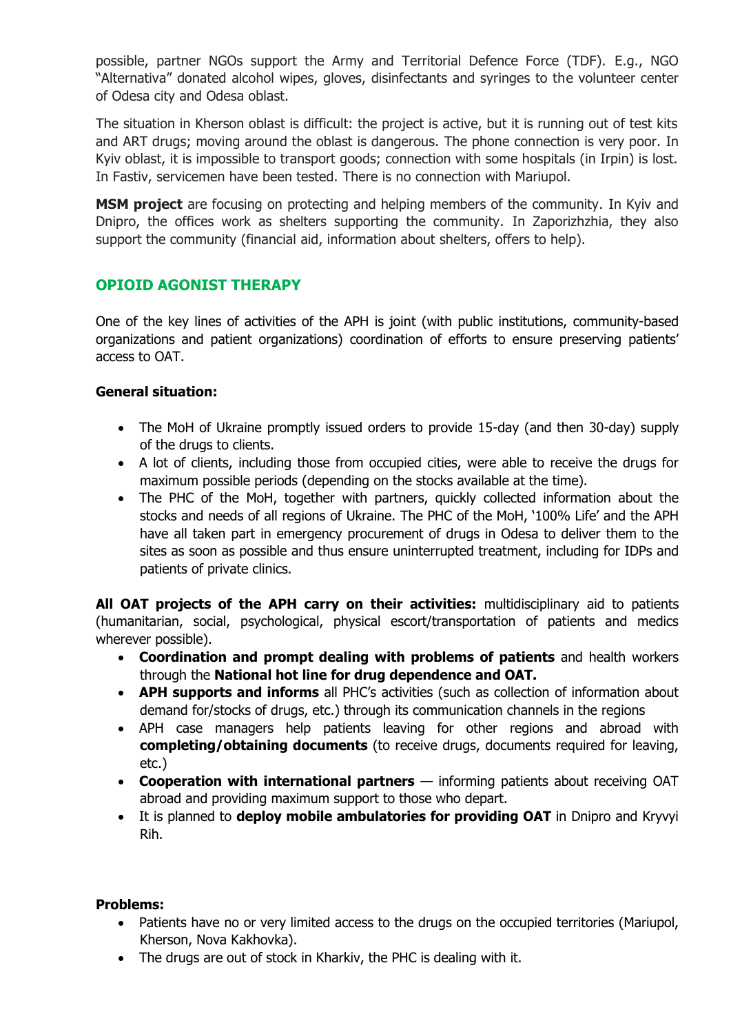possible, partner NGOs support the Army and Territorial Defence Force (TDF). E.g., NGO "Alternativa" donated alcohol wipes, gloves, disinfectants and syringes to the volunteer center of Odesa city and Odesa oblast.

The situation in Kherson oblast is difficult: the project is active, but it is running out of test kits and ART drugs; moving around the oblast is dangerous. The phone connection is very poor. In Kyiv oblast, it is impossible to transport goods; connection with some hospitals (in Irpin) is lost. In Fastiv, servicemen have been tested. There is no connection with Mariupol.

**MSM project** are focusing on protecting and helping members of the community. In Kyiv and Dnipro, the offices work as shelters supporting the community. In Zaporizhzhia, they also support the community (financial aid, information about shelters, offers to help).

## OPIOID AGONIST THERAPY

One of the key lines of activities of the APH is joint (with public institutions, community-based organizations and patient organizations) coordination of efforts to ensure preserving patients' access to OAT.

**General situation:**

- The MoH of Ukraine promptly issued orders to provide 15-day (and then 30-day) supply of the drugs to clients.
- A lot of clients, including those from occupied cities, were able to receive the drugs for maximum possible periods (depending on the stocks available at the time).
- The PHC of the MoH, together with partners, quickly collected information about the stocks and needs of all regions of Ukraine. The PHC of the MoH, '100% Life' and the APH have all taken part in emergency procurement of drugs in Odesa to deliver them to the sites as soon as possible and thus ensure uninterrupted treatment, including for IDPs and patients of private clinics.

**All OAT projects of the APH carry on their activities:** multidisciplinary aid to patients (humanitarian, social, psychological, physical escort/transportation of patients and medics wherever possible).

- **Coordination and prompt dealing with problems of patients** and health workers through the **National hot line for drug dependence and OAT.**
- **APH supports and informs** all PHC's activities (such as collection of information about demand for/stocks of drugs, etc.) through its communication channels in the regions
- APH case managers help patients leaving for other regions and abroad with **completing/obtaining documents** (to receive drugs, documents required for leaving, etc.)
- **Cooperation with international partners** — informing patients about receiving OAT abroad and providing maximum support to those who depart.
- It is planned to **deploy mobile ambulatories for providing OAT** in Dnipro and Kryvyi Rih.

**Problems:**

- Patients have no or very limited access to the drugs on the occupied territories (Mariupol, Kherson, Nova Kakhovka).
- The drugs are out of stock in Kharkiv, the PHC is dealing with it.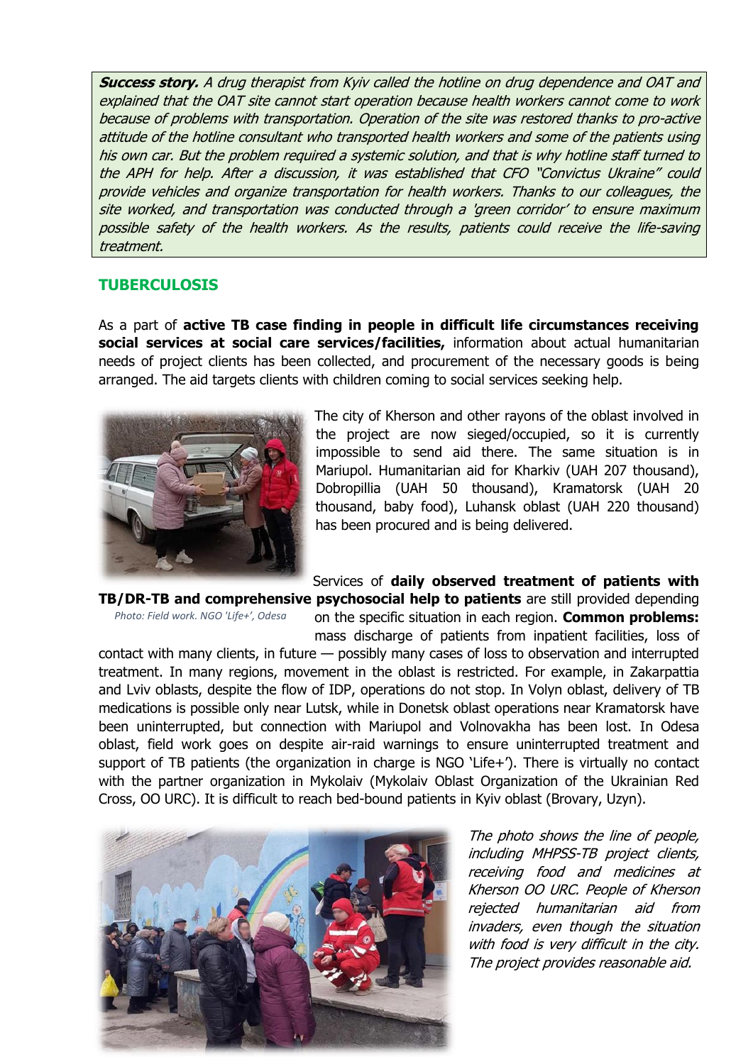***Success story.*** *A drug therapist from Kyiv called the hotline on drug dependence and OAT and explained that the OAT site cannot start operation because health workers cannot come to work because of problems with transportation. Operation of the site was restored thanks to pro-active attitude of the hotline consultant who transported health workers and some of the patients using his own car. But the problem required a systemic solution, and that is why hotline staff turned to the APH for help. After a discussion, it was established that CFO "Convictus Ukraine" could provide vehicles and organize transportation for health workers. Thanks to our colleagues, the site worked, and transportation was conducted through a 'green corridor' to ensure maximum possible safety of the health workers. As the results, patients could receive the life-saving treatment.*

## TUBERCULOSIS

As a part of **active TB case finding in people in difficult life circumstances receiving social services at social care services/facilities,** information about actual humanitarian needs of project clients has been collected, and procurement of the necessary goods is being arranged. The aid targets clients with children coming to social services seeking help.

The city of Kherson and other rayons of the oblast involved in the project are now sieged/occupied, so it is currently impossible to send aid there. The same situation is in Mariupol. Humanitarian aid for Kharkiv (UAH 207 thousand), Dobropillia (UAH 50 thousand), Kramatorsk (UAH 20 thousand, baby food), Luhansk oblast (UAH 220 thousand) has been procured and is being delivered.

*Photo: Field work. NGO 'Life+', Odesa*

Services of **daily observed treatment of patients with TB/DR-TB and comprehensive psychosocial help to patients** are still provided depending on the specific situation in each region. **Common problems:** mass discharge of patients from inpatient facilities, loss of contact with many clients, in future — possibly many cases of loss to observation and interrupted treatment. In many regions, movement in the oblast is restricted. For example, in Zakarpattia and Lviv oblasts, despite the flow of IDP, operations do not stop. In Volyn oblast, delivery of TB medications is possible only near Lutsk, while in Donetsk oblast operations near Kramatorsk have been uninterrupted, but connection with Mariupol and Volnovakha has been lost. In Odesa oblast, field work goes on despite air-raid warnings to ensure uninterrupted treatment and support of TB patients (the organization in charge is NGO 'Life+'). There is virtually no contact with the partner organization in Mykolaiv (Mykolaiv Oblast Organization of the Ukrainian Red Cross, OO URC). It is difficult to reach bed-bound patients in Kyiv oblast (Brovary, Uzyn).

*The photo shows the line of people, including MHPSS-TB project clients, receiving food and medicines at Kherson OO URC. People of Kherson rejected humanitarian aid from invaders, even though the situation with food is very difficult in the city. The project provides reasonable aid.*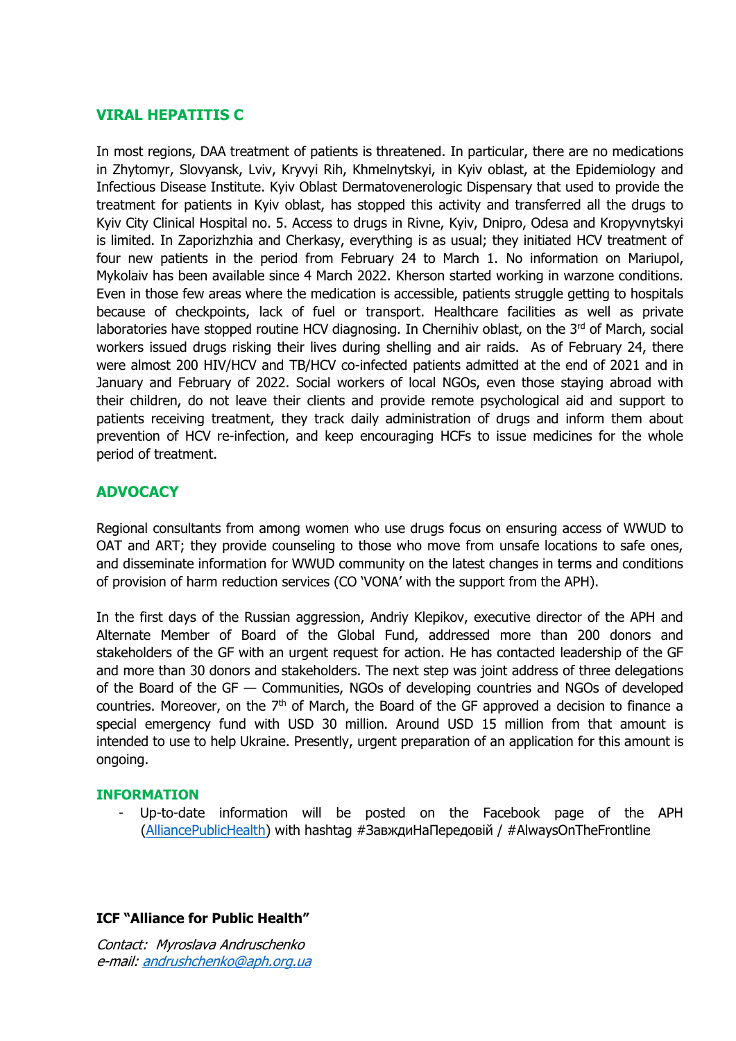## VIRAL HEPATITIS C

In most regions, DAA treatment of patients is threatened. In particular, there are no medications in Zhytomyr, Slovyansk, Lviv, Kryvyi Rih, Khmelnytskyi, in Kyiv oblast, at the Epidemiology and Infectious Disease Institute. Kyiv Oblast Dermatovenerologic Dispensary that used to provide the treatment for patients in Kyiv oblast, has stopped this activity and transferred all the drugs to Kyiv City Clinical Hospital no. 5. Access to drugs in Rivne, Kyiv, Dnipro, Odesa and Kropyvnytskyi is limited. In Zaporizhzhia and Cherkasy, everything is as usual; they initiated HCV treatment of four new patients in the period from February 24 to March 1. No information on Mariupol, Mykolaiv has been available since 4 March 2022. Kherson started working in warzone conditions. Even in those few areas where the medication is accessible, patients struggle getting to hospitals because of checkpoints, lack of fuel or transport. Healthcare facilities as well as private laboratories have stopped routine HCV diagnosing. In Chernihiv oblast, on the 3rd of March, social workers issued drugs risking their lives during shelling and air raids. As of February 24, there were almost 200 HIV/HCV and TB/HCV co-infected patients admitted at the end of 2021 and in January and February of 2022. Social workers of local NGOs, even those staying abroad with their children, do not leave their clients and provide remote psychological aid and support to patients receiving treatment, they track daily administration of drugs and inform them about prevention of HCV re-infection, and keep encouraging HCFs to issue medicines for the whole period of treatment.

## ADVOCACY

Regional consultants from among women who use drugs focus on ensuring access of WWUD to OAT and ART; they provide counseling to those who move from unsafe locations to safe ones, and disseminate information for WWUD community on the latest changes in terms and conditions of provision of harm reduction services (CO 'VONA' with the support from the APH).

In the first days of the Russian aggression, Andriy Klepikov, executive director of the APH and Alternate Member of Board of the Global Fund, addressed more than 200 donors and stakeholders of the GF with an urgent request for action. He has contacted leadership of the GF and more than 30 donors and stakeholders. The next step was joint address of three delegations of the Board of the GF — Communities, NGOs of developing countries and NGOs of developed countries. Moreover, on the 7th of March, the Board of the GF approved a decision to finance a special emergency fund with USD 30 million. Around USD 15 million from that amount is intended to use to help Ukraine. Presently, urgent preparation of an application for this amount is ongoing.

## INFORMATION

- Up-to-date information will be posted on the Facebook page of the APH ([AlliancePublicHealth]) with hashtag #ЗавждиНаПередовій / #AlwaysOnTheFrontline

**ICF "Alliance for Public Health"**

*Contact: Myroslava Andruschenko*
*e-mail: andrushchenko@aph.org.ua*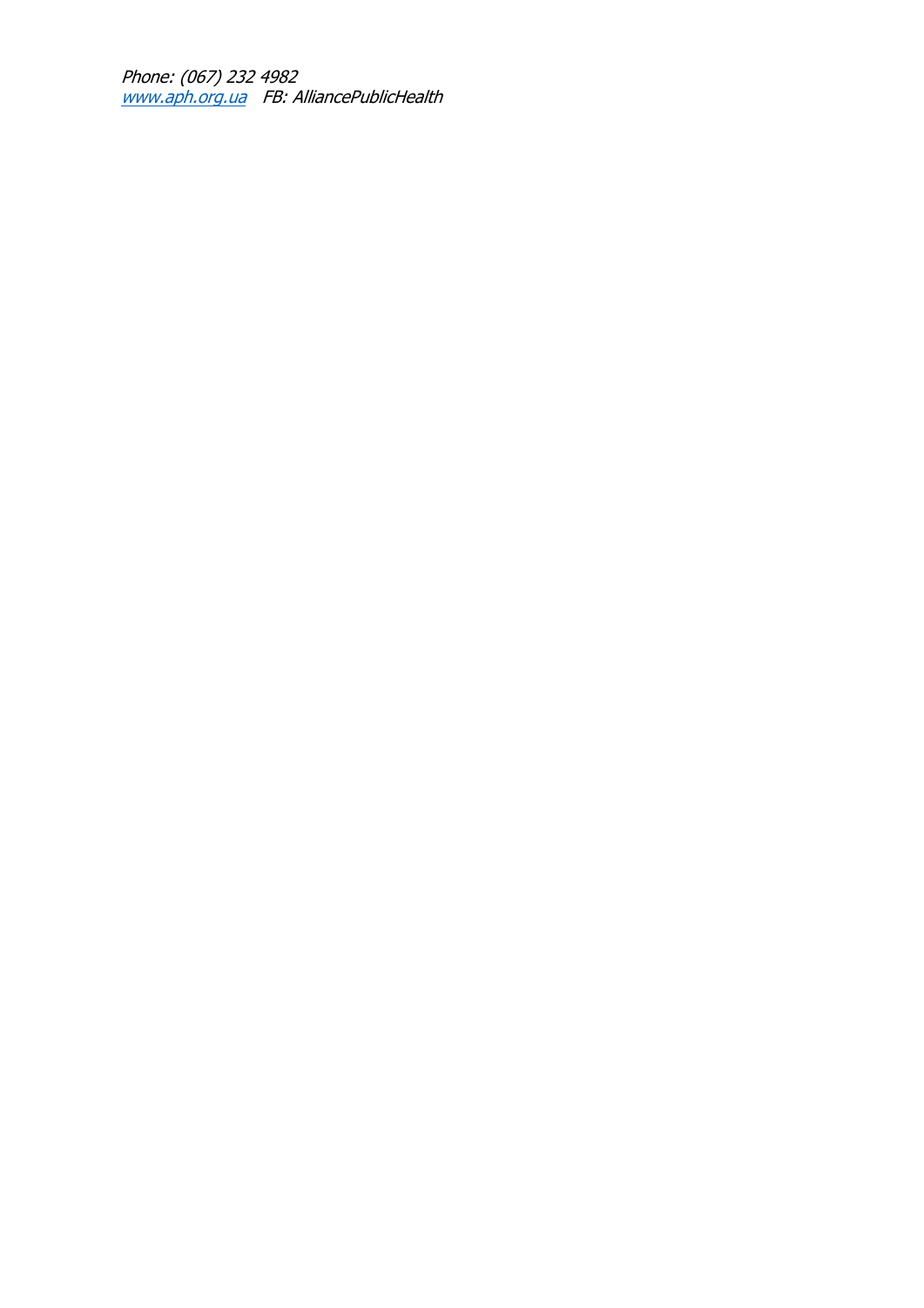*Phone: (067) 232 4982*
*[www.aph.org.ua](http://www.aph.org.ua)   FB: AlliancePublicHealth*